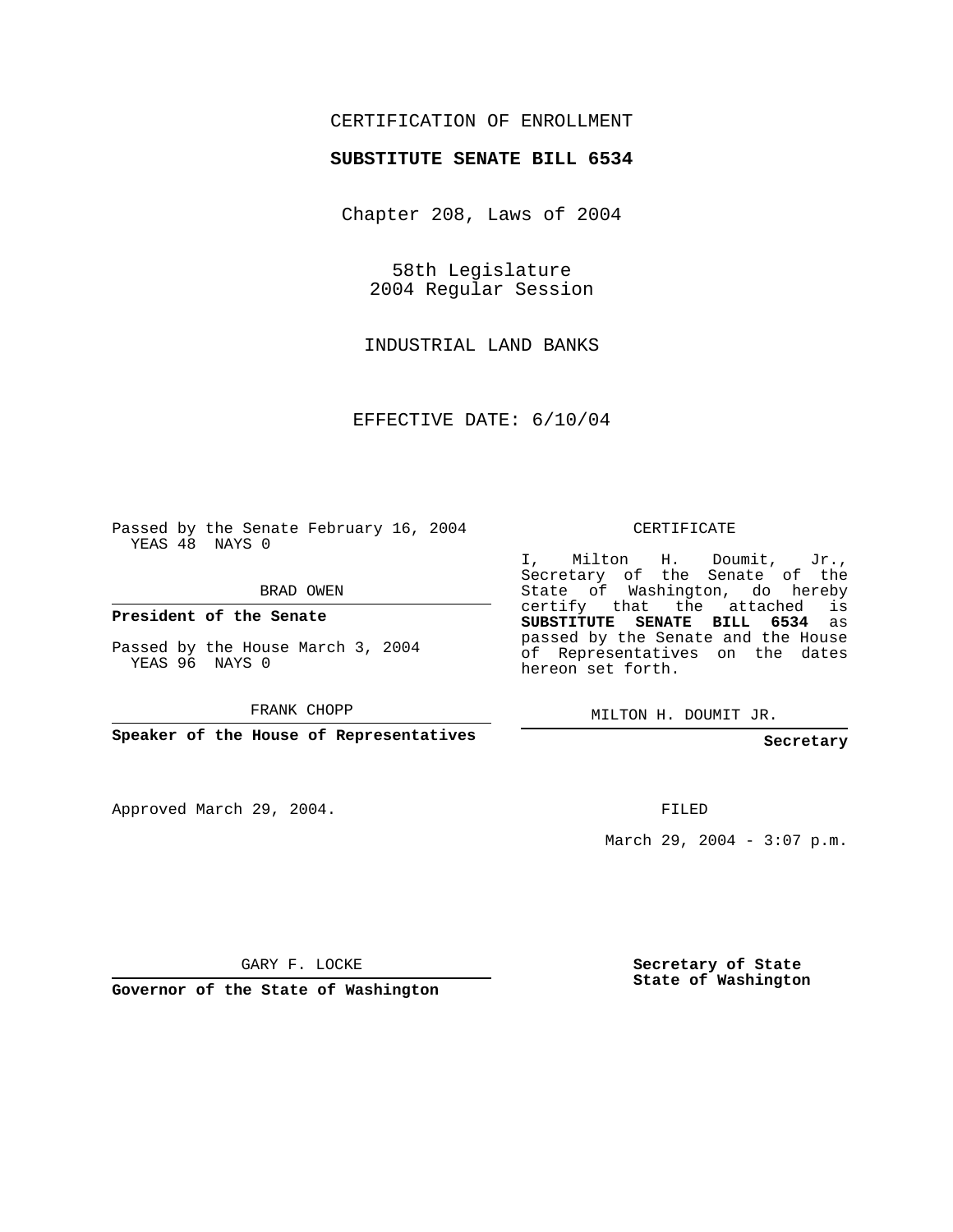CERTIFICATION OF ENROLLMENT

**SUBSTITUTE SENATE BILL 6534**

Chapter 208, Laws of 2004

58th Legislature
2004 Regular Session

INDUSTRIAL LAND BANKS

EFFECTIVE DATE: 6/10/04

Passed by the Senate February 16, 2004
YEAS 48 NAYS 0

BRAD OWEN

**President of the Senate**

Passed by the House March 3, 2004
YEAS 96 NAYS 0

FRANK CHOPP

**Speaker of the House of Representatives**

Approved March 29, 2004.

GARY F. LOCKE

**Governor of the State of Washington**

CERTIFICATE

I, Milton H. Doumit, Jr., Secretary of the Senate of the State of Washington, do hereby certify that the attached is **SUBSTITUTE SENATE BILL 6534** as passed by the Senate and the House of Representatives on the dates hereon set forth.

MILTON H. DOUMIT JR.

**Secretary**

FILED

March 29, 2004 - 3:07 p.m.

**Secretary of State**
**State of Washington**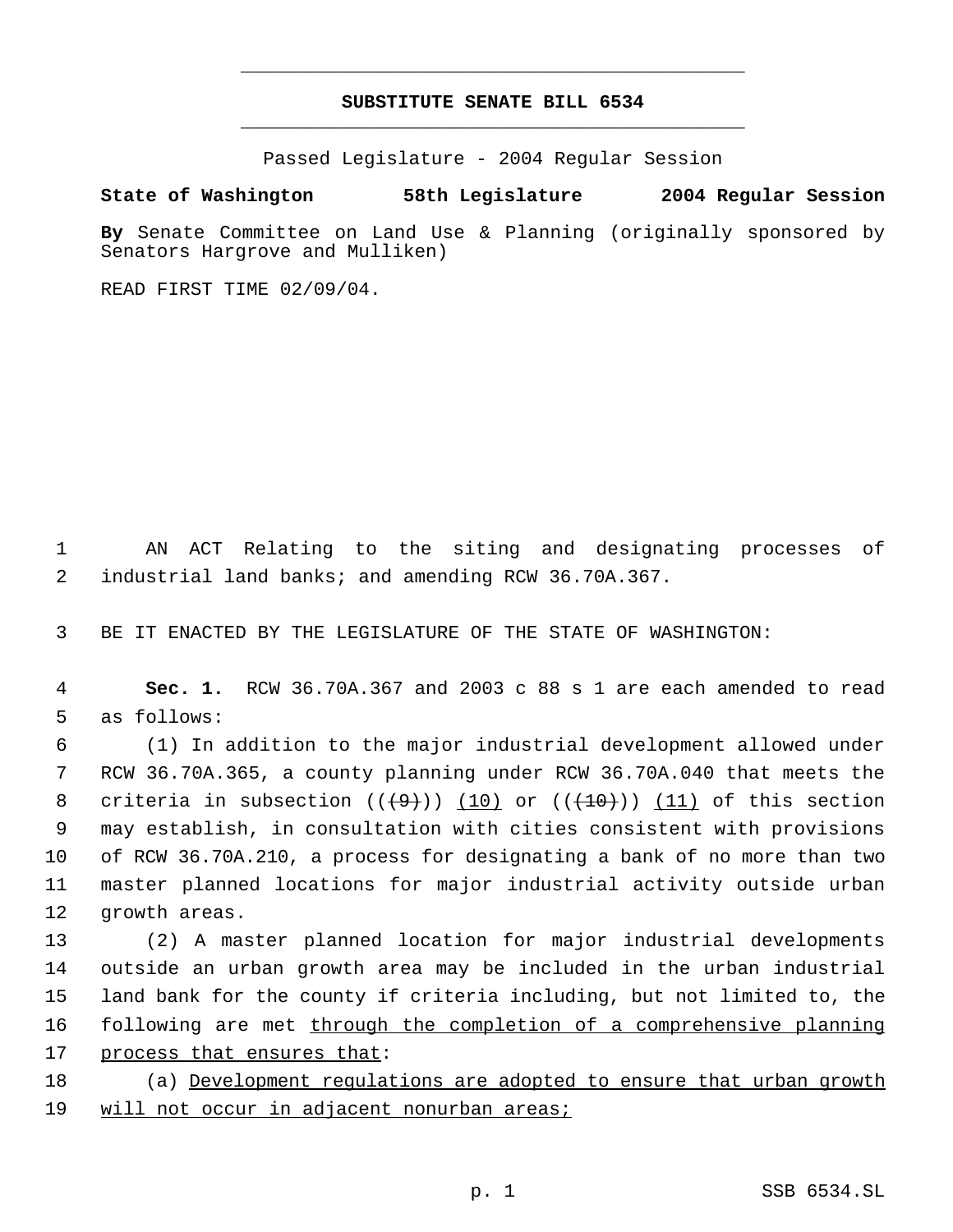# SUBSTITUTE SENATE BILL 6534

Passed Legislature - 2004 Regular Session

**State of Washington 58th Legislature 2004 Regular Session**

**By** Senate Committee on Land Use & Planning (originally sponsored by Senators Hargrove and Mulliken)

READ FIRST TIME 02/09/04.

AN ACT Relating to the siting and designating processes of industrial land banks; and amending RCW 36.70A.367.

BE IT ENACTED BY THE LEGISLATURE OF THE STATE OF WASHINGTON:

**Sec. 1.** RCW 36.70A.367 and 2003 c 88 s 1 are each amended to read as follows:

(1) In addition to the major industrial development allowed under RCW 36.70A.365, a county planning under RCW 36.70A.040 that meets the criteria in subsection ((~~(9)~~)) <u>(10)</u> or ((~~(10)~~)) <u>(11)</u> of this section may establish, in consultation with cities consistent with provisions of RCW 36.70A.210, a process for designating a bank of no more than two master planned locations for major industrial activity outside urban growth areas.

(2) A master planned location for major industrial developments outside an urban growth area may be included in the urban industrial land bank for the county if criteria including, but not limited to, the following are met <u>through the completion of a comprehensive planning process that ensures that</u>:

(a) <u>Development regulations are adopted to ensure that urban growth will not occur in adjacent nonurban areas;</u>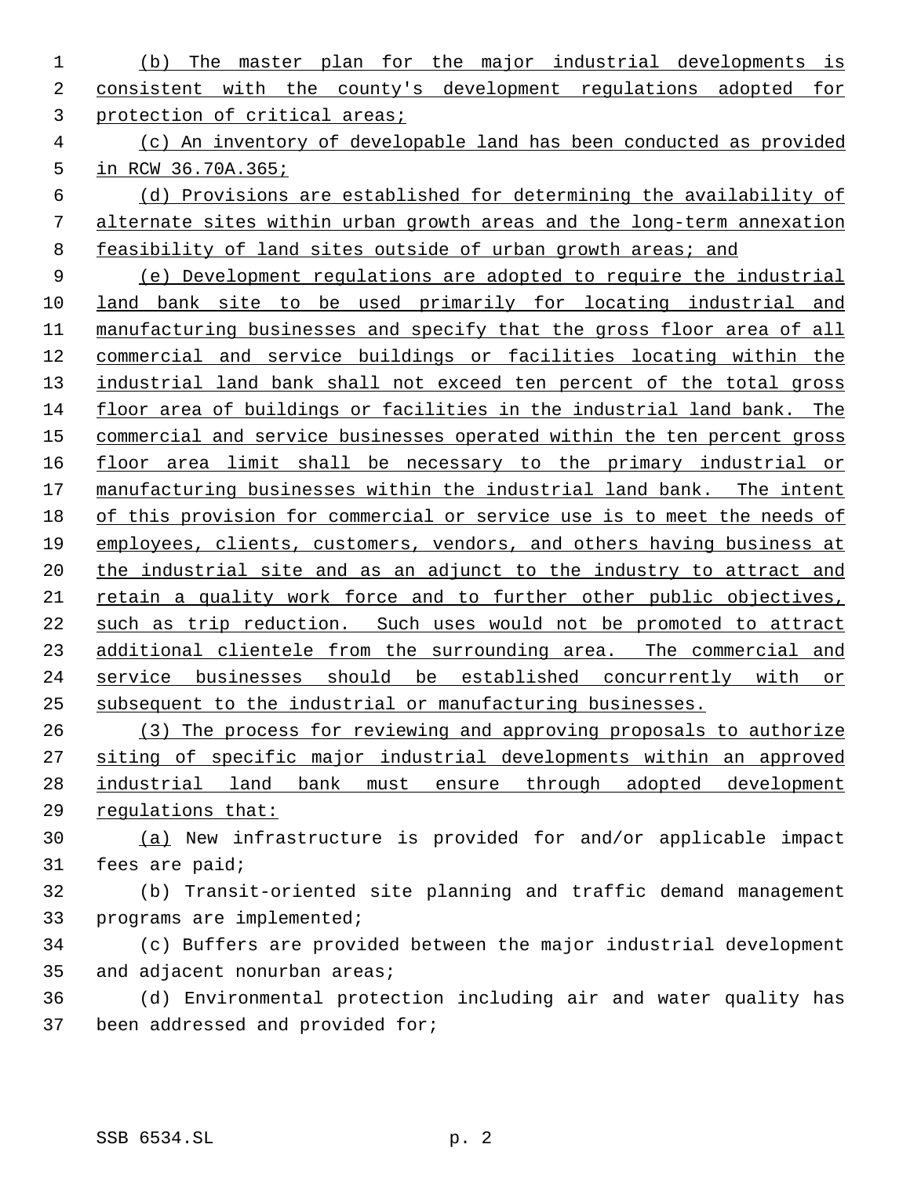(b) The master plan for the major industrial developments is consistent with the county's development regulations adopted for protection of critical areas;

(c) An inventory of developable land has been conducted as provided in RCW 36.70A.365;

(d) Provisions are established for determining the availability of alternate sites within urban growth areas and the long-term annexation feasibility of land sites outside of urban growth areas; and

(e) Development regulations are adopted to require the industrial land bank site to be used primarily for locating industrial and manufacturing businesses and specify that the gross floor area of all commercial and service buildings or facilities locating within the industrial land bank shall not exceed ten percent of the total gross floor area of buildings or facilities in the industrial land bank. The commercial and service businesses operated within the ten percent gross floor area limit shall be necessary to the primary industrial or manufacturing businesses within the industrial land bank. The intent of this provision for commercial or service use is to meet the needs of employees, clients, customers, vendors, and others having business at the industrial site and as an adjunct to the industry to attract and retain a quality work force and to further other public objectives, such as trip reduction. Such uses would not be promoted to attract additional clientele from the surrounding area. The commercial and service businesses should be established concurrently with or subsequent to the industrial or manufacturing businesses.

(3) The process for reviewing and approving proposals to authorize siting of specific major industrial developments within an approved industrial land bank must ensure through adopted development regulations that:

(a) New infrastructure is provided for and/or applicable impact fees are paid;

(b) Transit-oriented site planning and traffic demand management programs are implemented;

(c) Buffers are provided between the major industrial development and adjacent nonurban areas;

(d) Environmental protection including air and water quality has been addressed and provided for;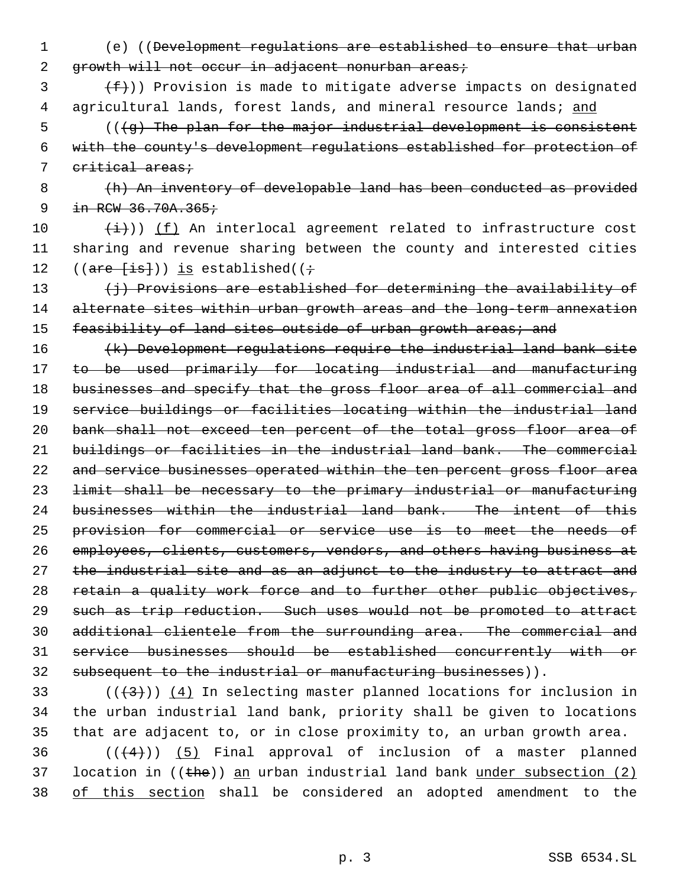(e) ((~~Development regulations are established to ensure that urban growth will not occur in adjacent nonurban areas;~~

~~(f)~~)) Provision is made to mitigate adverse impacts on designated agricultural lands, forest lands, and mineral resource lands; and

((~~(g) The plan for the major industrial development is consistent with the county's development regulations established for protection of critical areas;~~

~~(h) An inventory of developable land has been conducted as provided in RCW 36.70A.365;~~

~~(i)~~)) (f) An interlocal agreement related to infrastructure cost sharing and revenue sharing between the county and interested cities ((~~are [is]~~)) is established((~~;~~

~~(j) Provisions are established for determining the availability of alternate sites within urban growth areas and the long-term annexation feasibility of land sites outside of urban growth areas; and~~

~~(k) Development regulations require the industrial land bank site to be used primarily for locating industrial and manufacturing businesses and specify that the gross floor area of all commercial and service buildings or facilities locating within the industrial land bank shall not exceed ten percent of the total gross floor area of buildings or facilities in the industrial land bank. The commercial and service businesses operated within the ten percent gross floor area limit shall be necessary to the primary industrial or manufacturing businesses within the industrial land bank. The intent of this provision for commercial or service use is to meet the needs of employees, clients, customers, vendors, and others having business at the industrial site and as an adjunct to the industry to attract and retain a quality work force and to further other public objectives, such as trip reduction. Such uses would not be promoted to attract additional clientele from the surrounding area. The commercial and service businesses should be established concurrently with or subsequent to the industrial or manufacturing businesses~~)).

((~~(3)~~)) (4) In selecting master planned locations for inclusion in the urban industrial land bank, priority shall be given to locations that are adjacent to, or in close proximity to, an urban growth area.

((~~(4)~~)) (5) Final approval of inclusion of a master planned location in ((~~the~~)) an urban industrial land bank under subsection (2) of this section shall be considered an adopted amendment to the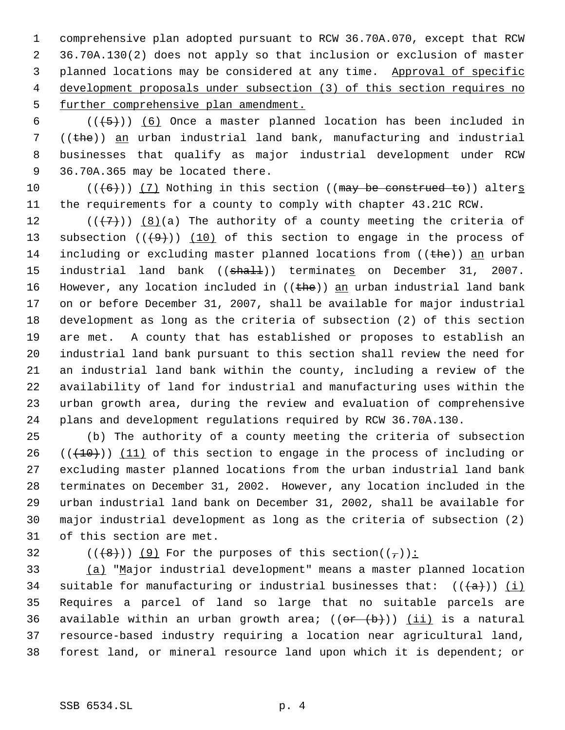comprehensive plan adopted pursuant to RCW 36.70A.070, except that RCW 36.70A.130(2) does not apply so that inclusion or exclusion of master planned locations may be considered at any time. Approval of specific development proposals under subsection (3) of this section requires no further comprehensive plan amendment.

((~~(5)~~)) (6) Once a master planned location has been included in ((~~the~~)) an urban industrial land bank, manufacturing and industrial businesses that qualify as major industrial development under RCW 36.70A.365 may be located there.

((~~(6)~~)) (7) Nothing in this section ((~~may be construed to~~)) alters the requirements for a county to comply with chapter 43.21C RCW.

((~~(7)~~)) (8)(a) The authority of a county meeting the criteria of subsection ((~~(9)~~)) (10) of this section to engage in the process of including or excluding master planned locations from ((~~the~~)) an urban industrial land bank ((~~shall~~)) terminates on December 31, 2007. However, any location included in ((~~the~~)) an urban industrial land bank on or before December 31, 2007, shall be available for major industrial development as long as the criteria of subsection (2) of this section are met. A county that has established or proposes to establish an industrial land bank pursuant to this section shall review the need for an industrial land bank within the county, including a review of the availability of land for industrial and manufacturing uses within the urban growth area, during the review and evaluation of comprehensive plans and development regulations required by RCW 36.70A.130.

(b) The authority of a county meeting the criteria of subsection ((~~(10)~~)) (11) of this section to engage in the process of including or excluding master planned locations from the urban industrial land bank terminates on December 31, 2002. However, any location included in the urban industrial land bank on December 31, 2002, shall be available for major industrial development as long as the criteria of subsection (2) of this section are met.

((~~(8)~~)) (9) For the purposes of this section((~~,~~)):

(a) "Major industrial development" means a master planned location suitable for manufacturing or industrial businesses that: ((~~(a)~~)) (i) Requires a parcel of land so large that no suitable parcels are available within an urban growth area; ((~~or (b)~~)) (ii) is a natural resource-based industry requiring a location near agricultural land, forest land, or mineral resource land upon which it is dependent; or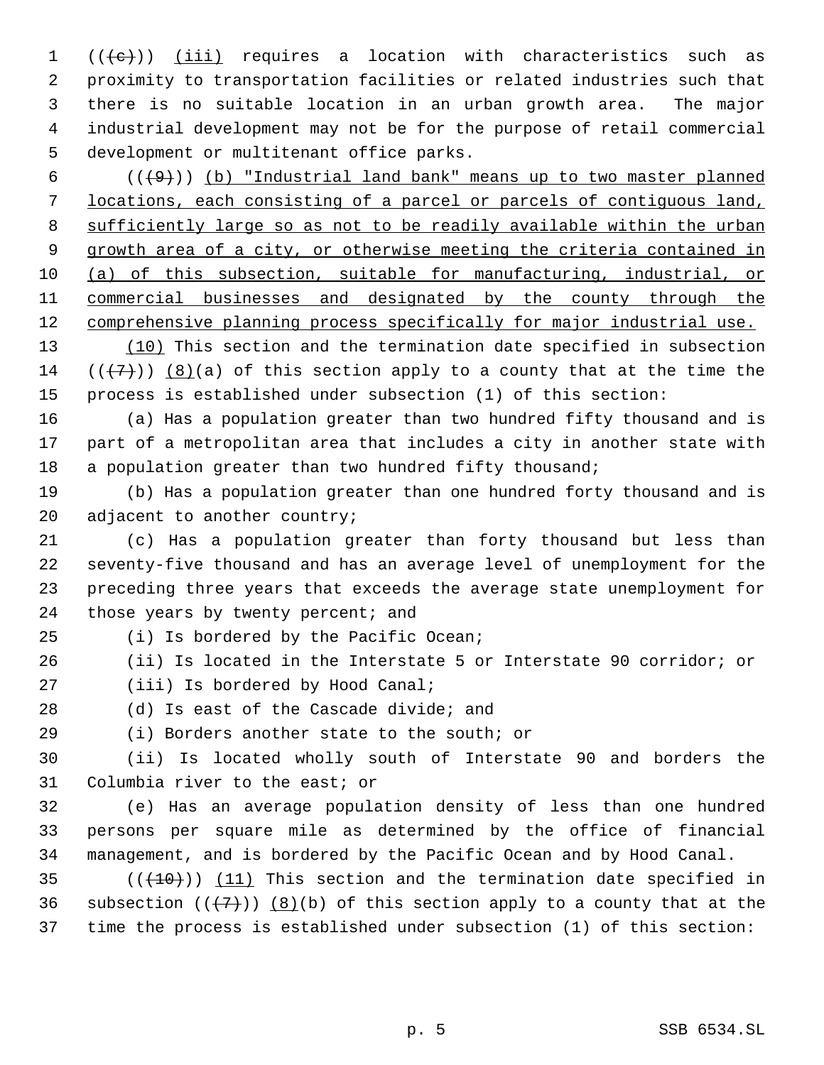((~~(c)~~)) <u>(iii)</u> requires a location with characteristics such as proximity to transportation facilities or related industries such that there is no suitable location in an urban growth area. The major industrial development may not be for the purpose of retail commercial development or multitenant office parks.

((~~(9)~~)) <u>(b) "Industrial land bank" means up to two master planned locations, each consisting of a parcel or parcels of contiguous land, sufficiently large so as not to be readily available within the urban growth area of a city, or otherwise meeting the criteria contained in (a) of this subsection, suitable for manufacturing, industrial, or commercial businesses and designated by the county through the comprehensive planning process specifically for major industrial use.</u>

<u>(10)</u> This section and the termination date specified in subsection ((~~(7)~~)) <u>(8)</u>(a) of this section apply to a county that at the time the process is established under subsection (1) of this section:

(a) Has a population greater than two hundred fifty thousand and is part of a metropolitan area that includes a city in another state with a population greater than two hundred fifty thousand;

(b) Has a population greater than one hundred forty thousand and is adjacent to another country;

(c) Has a population greater than forty thousand but less than seventy-five thousand and has an average level of unemployment for the preceding three years that exceeds the average state unemployment for those years by twenty percent; and

(i) Is bordered by the Pacific Ocean;

(ii) Is located in the Interstate 5 or Interstate 90 corridor; or

(iii) Is bordered by Hood Canal;

(d) Is east of the Cascade divide; and

(i) Borders another state to the south; or

(ii) Is located wholly south of Interstate 90 and borders the Columbia river to the east; or

(e) Has an average population density of less than one hundred persons per square mile as determined by the office of financial management, and is bordered by the Pacific Ocean and by Hood Canal.

((~~(10)~~)) <u>(11)</u> This section and the termination date specified in subsection ((~~(7)~~)) <u>(8)</u>(b) of this section apply to a county that at the time the process is established under subsection (1) of this section: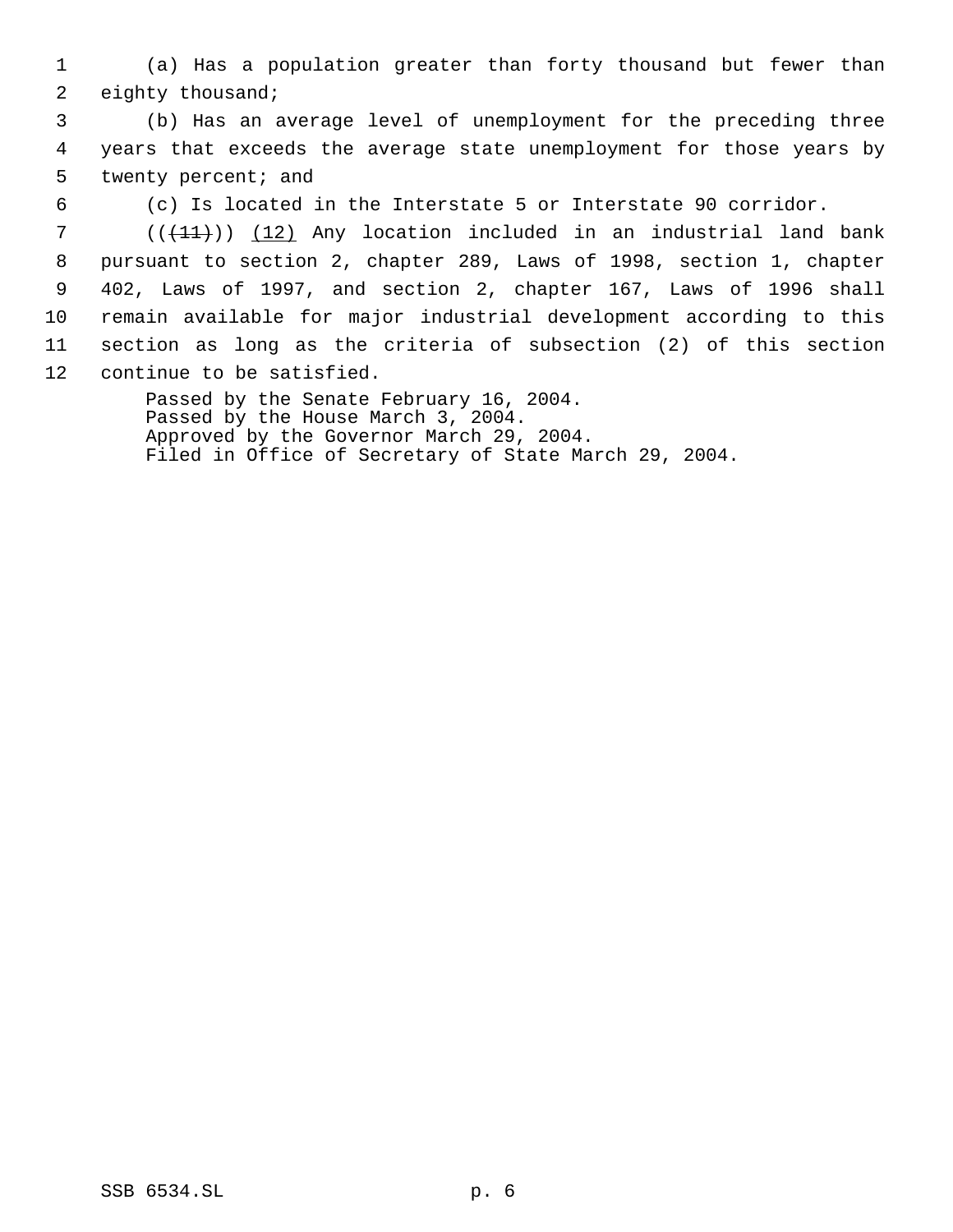(a) Has a population greater than forty thousand but fewer than eighty thousand;

(b) Has an average level of unemployment for the preceding three years that exceeds the average state unemployment for those years by twenty percent; and

(c) Is located in the Interstate 5 or Interstate 90 corridor.

(((11))) (12) Any location included in an industrial land bank pursuant to section 2, chapter 289, Laws of 1998, section 1, chapter 402, Laws of 1997, and section 2, chapter 167, Laws of 1996 shall remain available for major industrial development according to this section as long as the criteria of subsection (2) of this section continue to be satisfied.

Passed by the Senate February 16, 2004.
Passed by the House March 3, 2004.
Approved by the Governor March 29, 2004.
Filed in Office of Secretary of State March 29, 2004.